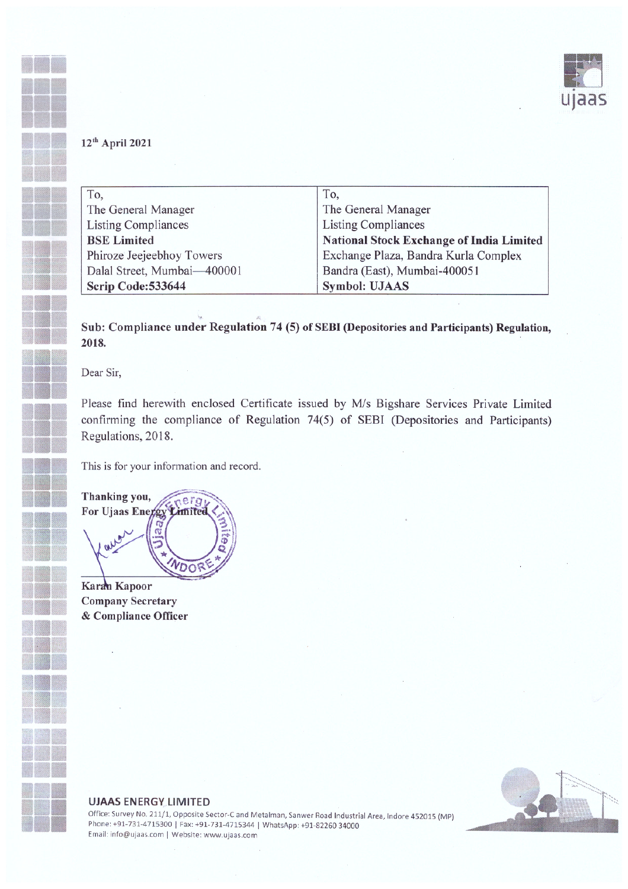12th April 2021

| To, | To, |
|---|---|
| The General Manager | The General Manager |
| Listing Compliances | Listing Compliances |
| **BSE Limited** | **National Stock Exchange of India Limited** |
| Phiroze Jeejeebhoy Towers | Exchange Plaza, Bandra Kurla Complex |
| Dalal Street, Mumbai—400001 | Bandra (East), Mumbai-400051 |
| **Scrip Code:533644** | **Symbol: UJAAS** |

**Sub: Compliance under Regulation 74 (5) of SEBI (Depositories and Participants) Regulation, 2018.**

Dear Sir,

Please find herewith enclosed Certificate issued by M/s Bigshare Services Private Limited confirming the compliance of Regulation 74(5) of SEBI (Depositories and Participants) Regulations, 2018.

This is for your information and record.

**Thanking you,**
**For Ujaas Energy Limited**

**Karan Kapoor**
**Company Secretary**
**& Compliance Officer**

**UJAAS ENERGY LIMITED**
Office: Survey No. 211/1, Opposite Sector-C and Metalman, Sanwer Road Industrial Area, Indore 452015 (MP)
Phone: +91-731-4715300 | Fax: +91-731-4715344 | WhatsApp: +91-82260 34000
Email: info@ujaas.com | Website: www.ujaas.com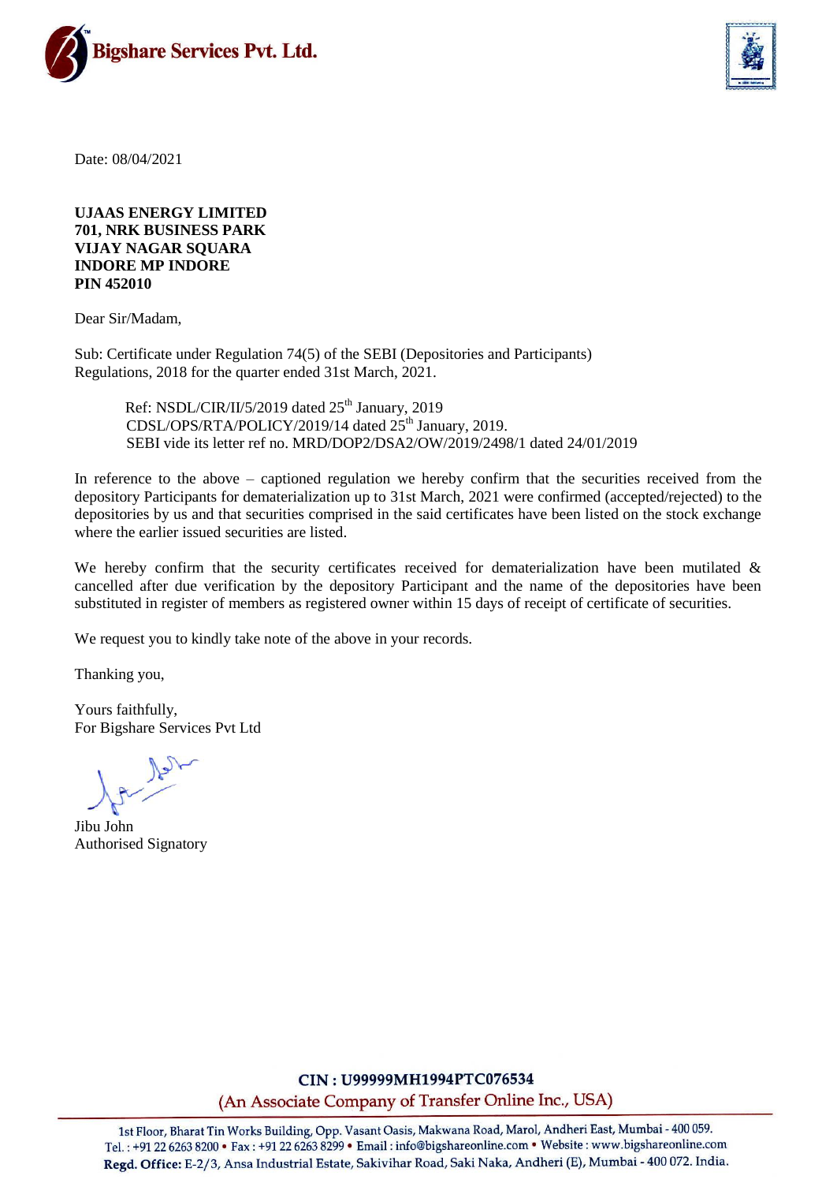**Bigshare Services Pvt. Ltd.**

Date: 08/04/2021

**UJAAS ENERGY LIMITED**
**701, NRK BUSINESS PARK**
**VIJAY NAGAR SQUARA**
**INDORE MP INDORE**
**PIN 452010**

Dear Sir/Madam,

Sub: Certificate under Regulation 74(5) of the SEBI (Depositories and Participants) Regulations, 2018 for the quarter ended 31st March, 2021.

Ref: NSDL/CIR/II/5/2019 dated 25th January, 2019
CDSL/OPS/RTA/POLICY/2019/14 dated 25th January, 2019.
SEBI vide its letter ref no. MRD/DOP2/DSA2/OW/2019/2498/1 dated 24/01/2019

In reference to the above – captioned regulation we hereby confirm that the securities received from the depository Participants for dematerialization up to 31st March, 2021 were confirmed (accepted/rejected) to the depositories by us and that securities comprised in the said certificates have been listed on the stock exchange where the earlier issued securities are listed.

We hereby confirm that the security certificates received for dematerialization have been mutilated & cancelled after due verification by the depository Participant and the name of the depositories have been substituted in register of members as registered owner within 15 days of receipt of certificate of securities.

We request you to kindly take note of the above in your records.

Thanking you,

Yours faithfully,
For Bigshare Services Pvt Ltd

Jibu John
Authorised Signatory

**CIN : U99999MH1994PTC076534**
(An Associate Company of Transfer Online Inc., USA)

1st Floor, Bharat Tin Works Building, Opp. Vasant Oasis, Makwana Road, Marol, Andheri East, Mumbai - 400 059.
Tel. : +91 22 6263 8200 • Fax : +91 22 6263 8299 • Email : info@bigshareonline.com • Website : www.bigshareonline.com
**Regd. Office:** E-2/3, Ansa Industrial Estate, Sakivihar Road, Saki Naka, Andheri (E), Mumbai - 400 072. India.